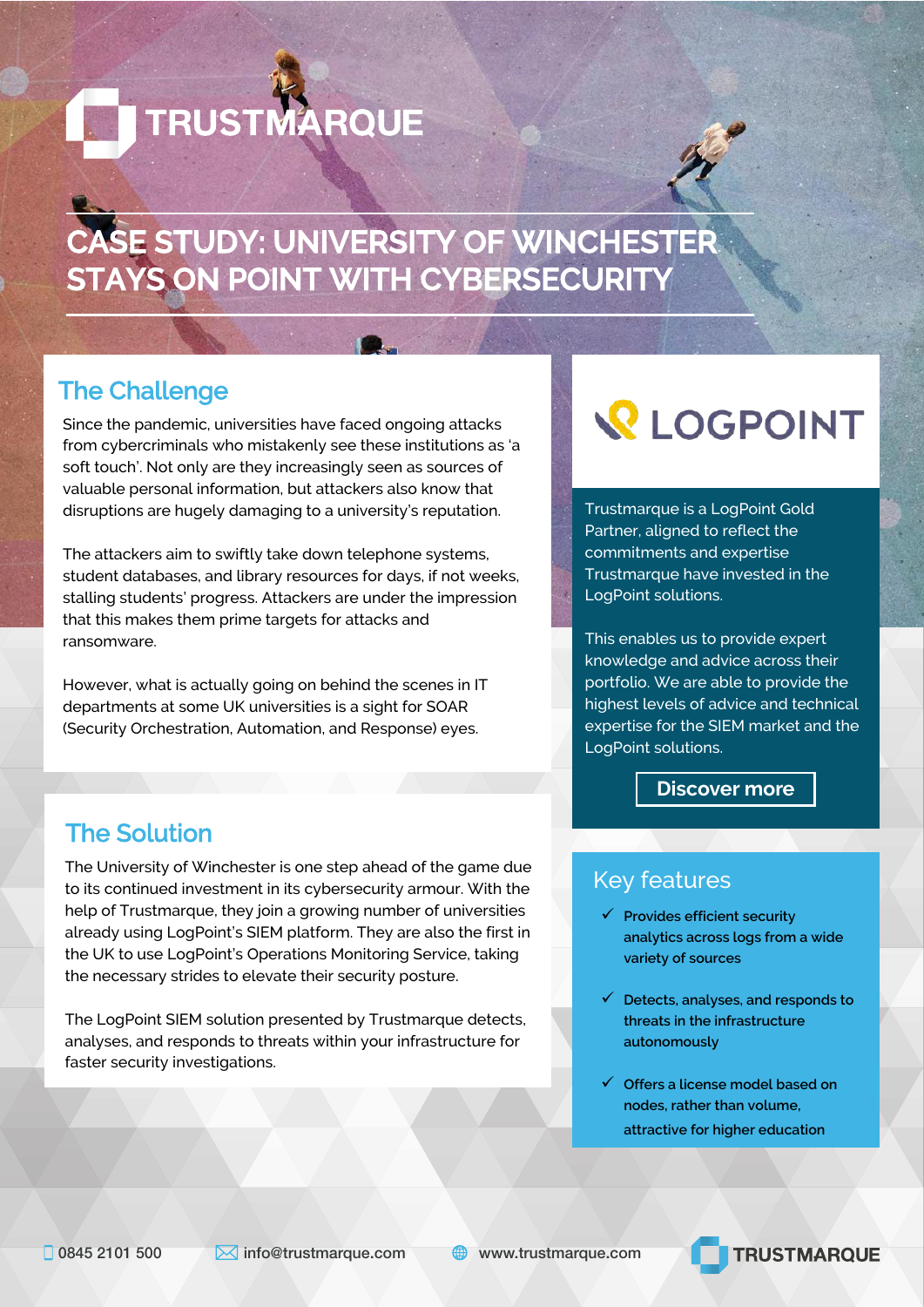TRUSTMARQUE

# CASE STUDY: UNIVERSITY OF WINCHESTER STAYS ON POINT WITH CYBERSECURITY

## The Challenge

Since the pandemic, universities have faced ongoing attacks from cybercriminals who mistakenly see these institutions as 'a soft touch'. Not only are they increasingly seen as sources of valuable personal information, but attackers also know that disruptions are hugely damaging to a university's reputation.

The attackers aim to swiftly take down telephone systems, student databases, and library resources for days, if not weeks, stalling students' progress. Attackers are under the impression that this makes them prime targets for attacks and ransomware.

However, what is actually going on behind the scenes in IT departments at some UK universities is a sight for SOAR (Security Orchestration, Automation, and Response) eyes.

## The Solution

The University of Winchester is one step ahead of the game due to its continued investment in its cybersecurity armour. With the help of Trustmarque, they join a growing number of universities already using LogPoint's SIEM platform. They are also the first in the UK to use LogPoint's Operations Monitoring Service, taking the necessary strides to elevate their security posture.

The LogPoint SIEM solution presented by Trustmarque detects, analyses, and responds to threats within your infrastructure for faster security investigations.

LOGPOINT

Trustmarque is a LogPoint Gold Partner, aligned to reflect the commitments and expertise Trustmarque have invested in the LogPoint solutions.

This enables us to provide expert knowledge and advice across their portfolio. We are able to provide the highest levels of advice and technical expertise for the SIEM market and the LogPoint solutions.

**Discover more**

## Key features

- ✓ Provides efficient security analytics across logs from a wide variety of sources
- ✓ Detects, analyses, and responds to threats in the infrastructure autonomously
- ✓ Offers a license model based on nodes, rather than volume, attractive for higher education

0845 2101 500 | info@trustmarque.com | www.trustmarque.com

TRUSTMARQUE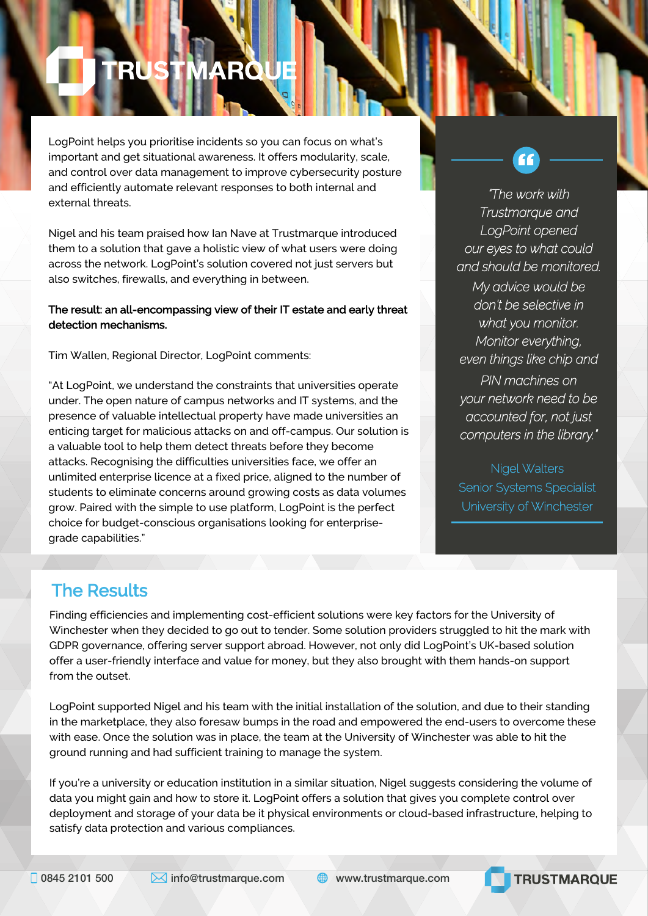LogPoint helps you prioritise incidents so you can focus on what's important and get situational awareness. It offers modularity, scale, and control over data management to improve cybersecurity posture and efficiently automate relevant responses to both internal and external threats.

Nigel and his team praised how Ian Nave at Trustmarque introduced them to a solution that gave a holistic view of what users were doing across the network. LogPoint's solution covered not just servers but also switches, firewalls, and everything in between.

**The result: an all-encompassing view of their IT estate and early threat detection mechanisms.**

Tim Wallen, Regional Director, LogPoint comments:

"At LogPoint, we understand the constraints that universities operate under. The open nature of campus networks and IT systems, and the presence of valuable intellectual property have made universities an enticing target for malicious attacks on and off-campus. Our solution is a valuable tool to help them detect threats before they become attacks. Recognising the difficulties universities face, we offer an unlimited enterprise licence at a fixed price, aligned to the number of students to eliminate concerns around growing costs as data volumes grow. Paired with the simple to use platform, LogPoint is the perfect choice for budget-conscious organisations looking for enterprise-grade capabilities."

> *"The work with Trustmarque and LogPoint opened our eyes to what could and should be monitored. My advice would be don't be selective in what you monitor. Monitor everything, even things like chip and PIN machines on your network need to be accounted for, not just computers in the library."*
>
> Nigel Walters
> Senior Systems Specialist
> University of Winchester

## The Results

Finding efficiencies and implementing cost-efficient solutions were key factors for the University of Winchester when they decided to go out to tender. Some solution providers struggled to hit the mark with GDPR governance, offering server support abroad. However, not only did LogPoint's UK-based solution offer a user-friendly interface and value for money, but they also brought with them hands-on support from the outset.

LogPoint supported Nigel and his team with the initial installation of the solution, and due to their standing in the marketplace, they also foresaw bumps in the road and empowered the end-users to overcome these with ease. Once the solution was in place, the team at the University of Winchester was able to hit the ground running and had sufficient training to manage the system.

If you're a university or education institution in a similar situation, Nigel suggests considering the volume of data you might gain and how to store it. LogPoint offers a solution that gives you complete control over deployment and storage of your data be it physical environments or cloud-based infrastructure, helping to satisfy data protection and various compliances.

0845 2101 500 | info@trustmarque.com | www.trustmarque.com